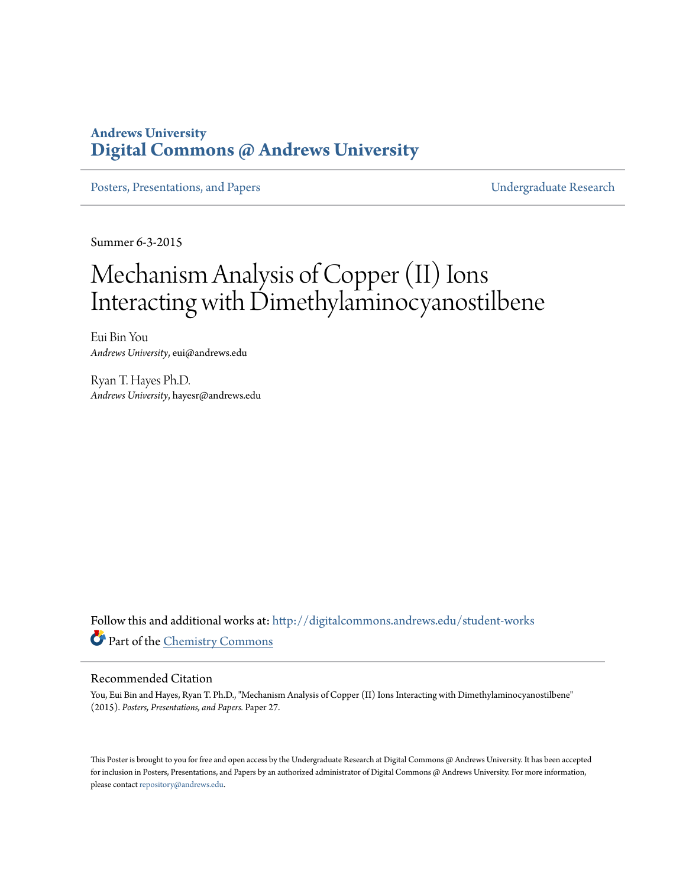**Andrews University**
**Digital Commons @ Andrews University**

Posters, Presentations, and Papers | Undergraduate Research

Summer 6-3-2015

# Mechanism Analysis of Copper (II) Ions Interacting with Dimethylaminocyanostilbene

Eui Bin You
*Andrews University*, eui@andrews.edu

Ryan T. Hayes Ph.D.
*Andrews University*, hayesr@andrews.edu

Follow this and additional works at: http://digitalcommons.andrews.edu/student-works

Part of the Chemistry Commons

## Recommended Citation

You, Eui Bin and Hayes, Ryan T. Ph.D., "Mechanism Analysis of Copper (II) Ions Interacting with Dimethylaminocyanostilbene" (2015). *Posters, Presentations, and Papers.* Paper 27.

This Poster is brought to you for free and open access by the Undergraduate Research at Digital Commons @ Andrews University. It has been accepted for inclusion in Posters, Presentations, and Papers by an authorized administrator of Digital Commons @ Andrews University. For more information, please contact repository@andrews.edu.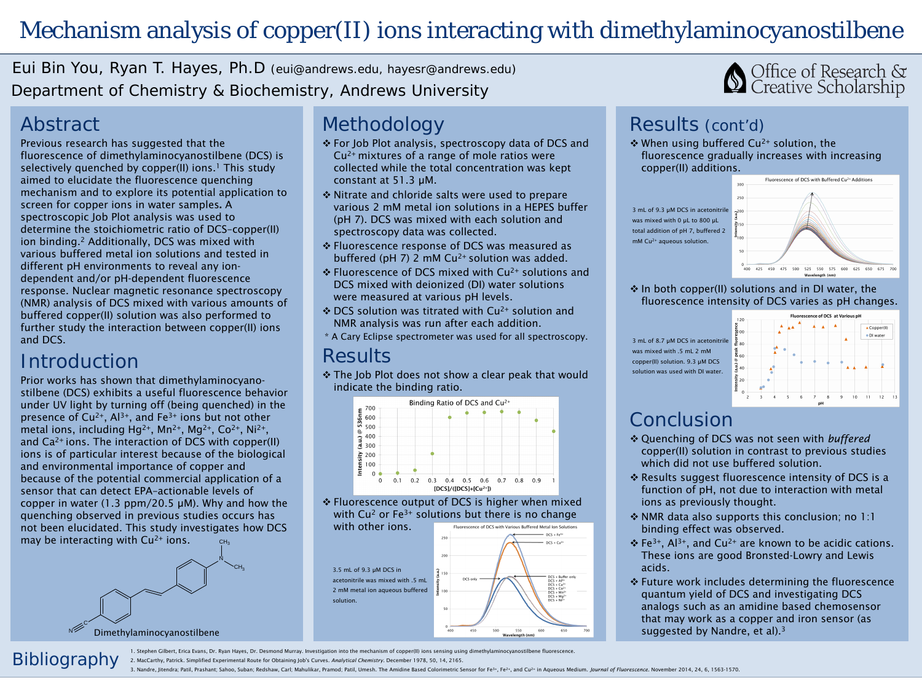# Mechanism analysis of copper(II) ions interacting with dimethylaminocyanostilbene

Eui Bin You, Ryan T. Hayes, Ph.D (eui@andrews.edu, hayesr@andrews.edu)

Department of Chemistry & Biochemistry, Andrews University

Office of Research & Creative Scholarship

## Abstract

Previous research has suggested that the fluorescence of dimethylaminocyanostilbene (DCS) is selectively quenched by copper(II) ions.[1] This study aimed to elucidate the fluorescence quenching mechanism and to explore its potential application to screen for copper ions in water samples. A spectroscopic Job Plot analysis was used to determine the stoichiometric ratio of DCS–copper(II) ion binding.[2] Additionally, DCS was mixed with various buffered metal ion solutions and tested in different pH environments to reveal any ion-dependent and/or pH-dependent fluorescence response. Nuclear magnetic resonance spectroscopy (NMR) analysis of DCS mixed with various amounts of buffered copper(II) solution was also performed to further study the interaction between copper(II) ions and DCS.

## Introduction

Prior works has shown that dimethylaminocyano-stilbene (DCS) exhibits a useful fluorescence behavior under UV light by turning off (being quenched) in the presence of $Cu^{2+}$, $Al^{3+}$, and $Fe^{3+}$ ions but not other metal ions, including $Hg^{2+}$, $Mn^{2+}$, $Mg^{2+}$, $Co^{2+}$, $Ni^{2+}$, and $Ca^{2+}$ ions. The interaction of DCS with copper(II) ions is of particular interest because of the biological and environmental importance of copper and because of the potential commercial application of a sensor that can detect EPA-actionable levels of copper in water (1.3 ppm/20.5 μM). Why and how the quenching observed in previous studies occurs has not been elucidated. This study investigates how DCS may be interacting with $Cu^{2+}$ ions.

$CH_3$
N
$CH_3$
N≡C
Dimethylaminocyanostilbene

## Methodology

- For Job Plot analysis, spectroscopy data of DCS and $Cu^{2+}$ mixtures of a range of mole ratios were collected while the total concentration was kept constant at 51.3 μM.
- Nitrate and chloride salts were used to prepare various 2 mM metal ion solutions in a HEPES buffer (pH 7). DCS was mixed with each solution and spectroscopy data was collected.
- Fluorescence response of DCS was measured as buffered (pH 7) 2 mM $Cu^{2+}$ solution was added.
- Fluorescence of DCS mixed with $Cu^{2+}$ solutions and DCS mixed with deionized (DI) water solutions were measured at various pH levels.
- DCS solution was titrated with $Cu^{2+}$ solution and NMR analysis was run after each addition.

\* A Cary Eclipse spectrometer was used for all spectroscopy.

## Results

- The Job Plot does not show a clear peak that would indicate the binding ratio.

Binding Ratio of DCS and $Cu^{2+}$
Intensity (a.u.) @ 536nm
0 100 200 300 400 500 600 700
0 0.1 0.2 0.3 0.4 0.5 0.6 0.7 0.8 0.9 1
[DCS]/([DCS]+[$Cu^{2+}$])

- Fluorescence output of DCS is higher when mixed with $Cu^{2}$ or $Fe^{3+}$ solutions but there is no change with other ions.

3.5 mL of 9.3 μM DCS in acetonitrile was mixed with .5 mL 2 mM metal ion aqueous buffered solution.

Fluorescence of DCS with Various Buffered Metal Ion Solutions
Intensity (a.u.)
0 50 100 150 200 250
400 450 500 550 600 650 700
Wavelength (nm)
DCS + $Fe^{3+}$
DCS + $Cu^{2+}$
DCS only
DCS + Buffer only
DCS + $Al^{3+}$
DCS + $Ca^{2+}$
DCS + $Co^{2+}$
DCS + $Mn^{2+}$
DCS + $Mg^{2+}$
DCS + $Ni^{2+}$

## Results (cont'd)

- When using buffered $Cu^{2+}$ solution, the fluorescence gradually increases with increasing copper(II) additions.

3 mL of 9.3 μM DCS in acetonitrile was mixed with 0 μL to 800 μL total addition of pH 7, buffered 2 mM $Cu^{2+}$ aqueous solution.

Fluorescence of DCS with Buffered $Cu^{2+}$ Additions
Intensity (a.u.)
0 50 100 150 200 250 300
400 425 450 475 500 525 550 575 600 625 650 675 700
Wavelength (nm)

- In both copper(II) solutions and in DI water, the fluorescence intensity of DCS varies as pH changes.

3 mL of 8.7 μM DCS in acetonitrile was mixed with .5 mL 2 mM copper(II) solution. 9.3 μM DCS solution was used with DI water.

Fluorescence of DCS at Various pH
Intensity (a.u.) @ peak fluorescence
0 20 40 60 80 100 120
2 3 4 5 6 7 8 9 10 11 12 13
pH
Copper(II)
DI water

## Conclusion

- Quenching of DCS was not seen with *buffered* copper(II) solution in contrast to previous studies which did not use buffered solution.
- Results suggest fluorescence intensity of DCS is a function of pH, not due to interaction with metal ions as previously thought.
- NMR data also supports this conclusion; no 1:1 binding effect was observed.
- $Fe^{3+}$, $Al^{3+}$, and $Cu^{2+}$ are known to be acidic cations. These ions are good Bronsted-Lowry and Lewis acids.
- Future work includes determining the fluorescence quantum yield of DCS and investigating DCS analogs such as an amidine based chemosensor that may work as a copper and iron sensor (as suggested by Nandre, et al).[3]

## Bibliography

1. Stephen Gilbert, Erica Evans, Dr. Ryan Hayes, Dr. Desmond Murray. Investigation into the mechanism of copper(II) ions sensing using dimethylaminocyanostilbene fluorescence.
2. MacCarthy, Patrick. Simplified Experimental Route for Obtaining Job's Curves. *Analytical Chemistry*. December 1978, 50, 14, 2165.
3. Nandre, Jitendra; Patil, Prashant; Sahoo, Suban; Redshaw, Carl; Mahulikar, Pramod; Patil, Umesh. The Amidine Based Colorimetric Sensor for $Fe^{3+}$, $Fe^{2+}$, and $Cu^{2+}$ in Aqueous Medium. *Journal of Fluorescence*. November 2014, 24, 6, 1563-1570.